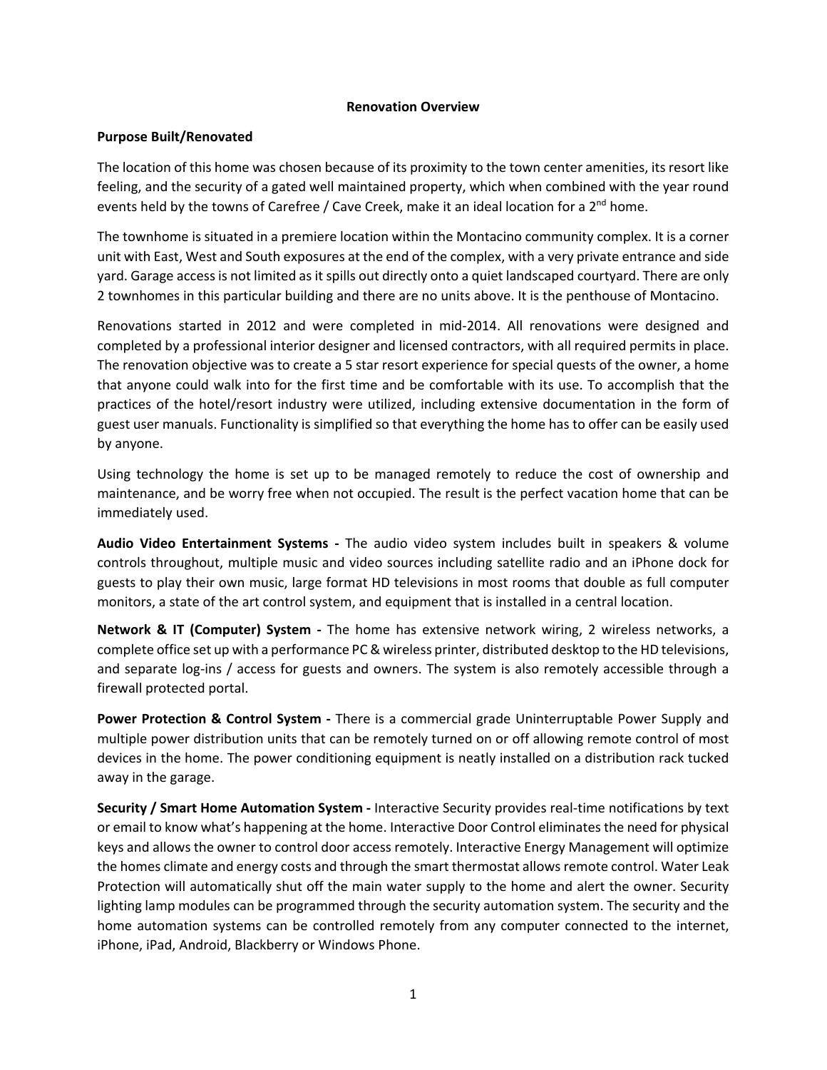# Renovation Overview

## Purpose Built/Renovated

The location of this home was chosen because of its proximity to the town center amenities, its resort like feeling, and the security of a gated well maintained property, which when combined with the year round events held by the towns of Carefree / Cave Creek, make it an ideal location for a 2nd home.

The townhome is situated in a premiere location within the Montacino community complex. It is a corner unit with East, West and South exposures at the end of the complex, with a very private entrance and side yard. Garage access is not limited as it spills out directly onto a quiet landscaped courtyard. There are only 2 townhomes in this particular building and there are no units above. It is the penthouse of Montacino.

Renovations started in 2012 and were completed in mid-2014. All renovations were designed and completed by a professional interior designer and licensed contractors, with all required permits in place. The renovation objective was to create a 5 star resort experience for special quests of the owner, a home that anyone could walk into for the first time and be comfortable with its use. To accomplish that the practices of the hotel/resort industry were utilized, including extensive documentation in the form of guest user manuals. Functionality is simplified so that everything the home has to offer can be easily used by anyone.

Using technology the home is set up to be managed remotely to reduce the cost of ownership and maintenance, and be worry free when not occupied. The result is the perfect vacation home that can be immediately used.

**Audio Video Entertainment Systems -** The audio video system includes built in speakers & volume controls throughout, multiple music and video sources including satellite radio and an iPhone dock for guests to play their own music, large format HD televisions in most rooms that double as full computer monitors, a state of the art control system, and equipment that is installed in a central location.

**Network & IT (Computer) System -** The home has extensive network wiring, 2 wireless networks, a complete office set up with a performance PC & wireless printer, distributed desktop to the HD televisions, and separate log-ins / access for guests and owners. The system is also remotely accessible through a firewall protected portal.

**Power Protection & Control System -** There is a commercial grade Uninterruptable Power Supply and multiple power distribution units that can be remotely turned on or off allowing remote control of most devices in the home. The power conditioning equipment is neatly installed on a distribution rack tucked away in the garage.

**Security / Smart Home Automation System -** Interactive Security provides real-time notifications by text or email to know what's happening at the home. Interactive Door Control eliminates the need for physical keys and allows the owner to control door access remotely. Interactive Energy Management will optimize the homes climate and energy costs and through the smart thermostat allows remote control. Water Leak Protection will automatically shut off the main water supply to the home and alert the owner. Security lighting lamp modules can be programmed through the security automation system. The security and the home automation systems can be controlled remotely from any computer connected to the internet, iPhone, iPad, Android, Blackberry or Windows Phone.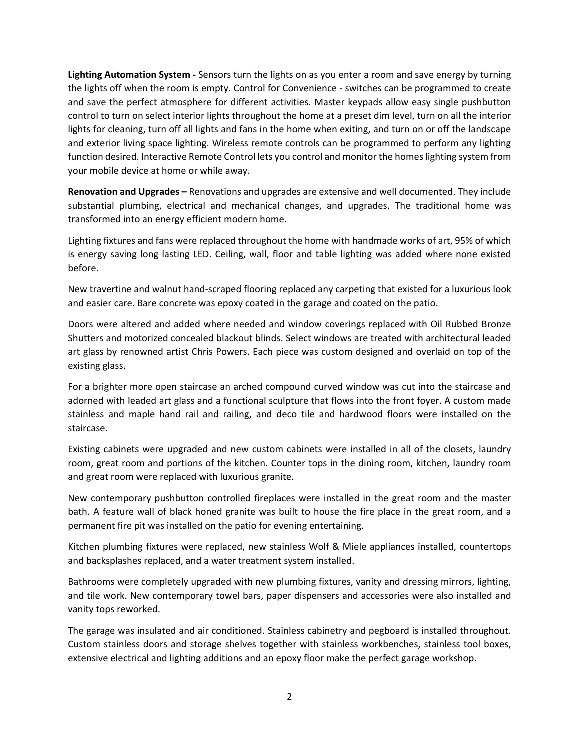**Lighting Automation System -** Sensors turn the lights on as you enter a room and save energy by turning the lights off when the room is empty. Control for Convenience - switches can be programmed to create and save the perfect atmosphere for different activities. Master keypads allow easy single pushbutton control to turn on select interior lights throughout the home at a preset dim level, turn on all the interior lights for cleaning, turn off all lights and fans in the home when exiting, and turn on or off the landscape and exterior living space lighting. Wireless remote controls can be programmed to perform any lighting function desired. Interactive Remote Control lets you control and monitor the homes lighting system from your mobile device at home or while away.

**Renovation and Upgrades –** Renovations and upgrades are extensive and well documented. They include substantial plumbing, electrical and mechanical changes, and upgrades. The traditional home was transformed into an energy efficient modern home.

Lighting fixtures and fans were replaced throughout the home with handmade works of art, 95% of which is energy saving long lasting LED. Ceiling, wall, floor and table lighting was added where none existed before.

New travertine and walnut hand-scraped flooring replaced any carpeting that existed for a luxurious look and easier care. Bare concrete was epoxy coated in the garage and coated on the patio.

Doors were altered and added where needed and window coverings replaced with Oil Rubbed Bronze Shutters and motorized concealed blackout blinds. Select windows are treated with architectural leaded art glass by renowned artist Chris Powers. Each piece was custom designed and overlaid on top of the existing glass.

For a brighter more open staircase an arched compound curved window was cut into the staircase and adorned with leaded art glass and a functional sculpture that flows into the front foyer. A custom made stainless and maple hand rail and railing, and deco tile and hardwood floors were installed on the staircase.

Existing cabinets were upgraded and new custom cabinets were installed in all of the closets, laundry room, great room and portions of the kitchen. Counter tops in the dining room, kitchen, laundry room and great room were replaced with luxurious granite.

New contemporary pushbutton controlled fireplaces were installed in the great room and the master bath. A feature wall of black honed granite was built to house the fire place in the great room, and a permanent fire pit was installed on the patio for evening entertaining.

Kitchen plumbing fixtures were replaced, new stainless Wolf & Miele appliances installed, countertops and backsplashes replaced, and a water treatment system installed.

Bathrooms were completely upgraded with new plumbing fixtures, vanity and dressing mirrors, lighting, and tile work. New contemporary towel bars, paper dispensers and accessories were also installed and vanity tops reworked.

The garage was insulated and air conditioned. Stainless cabinetry and pegboard is installed throughout. Custom stainless doors and storage shelves together with stainless workbenches, stainless tool boxes, extensive electrical and lighting additions and an epoxy floor make the perfect garage workshop.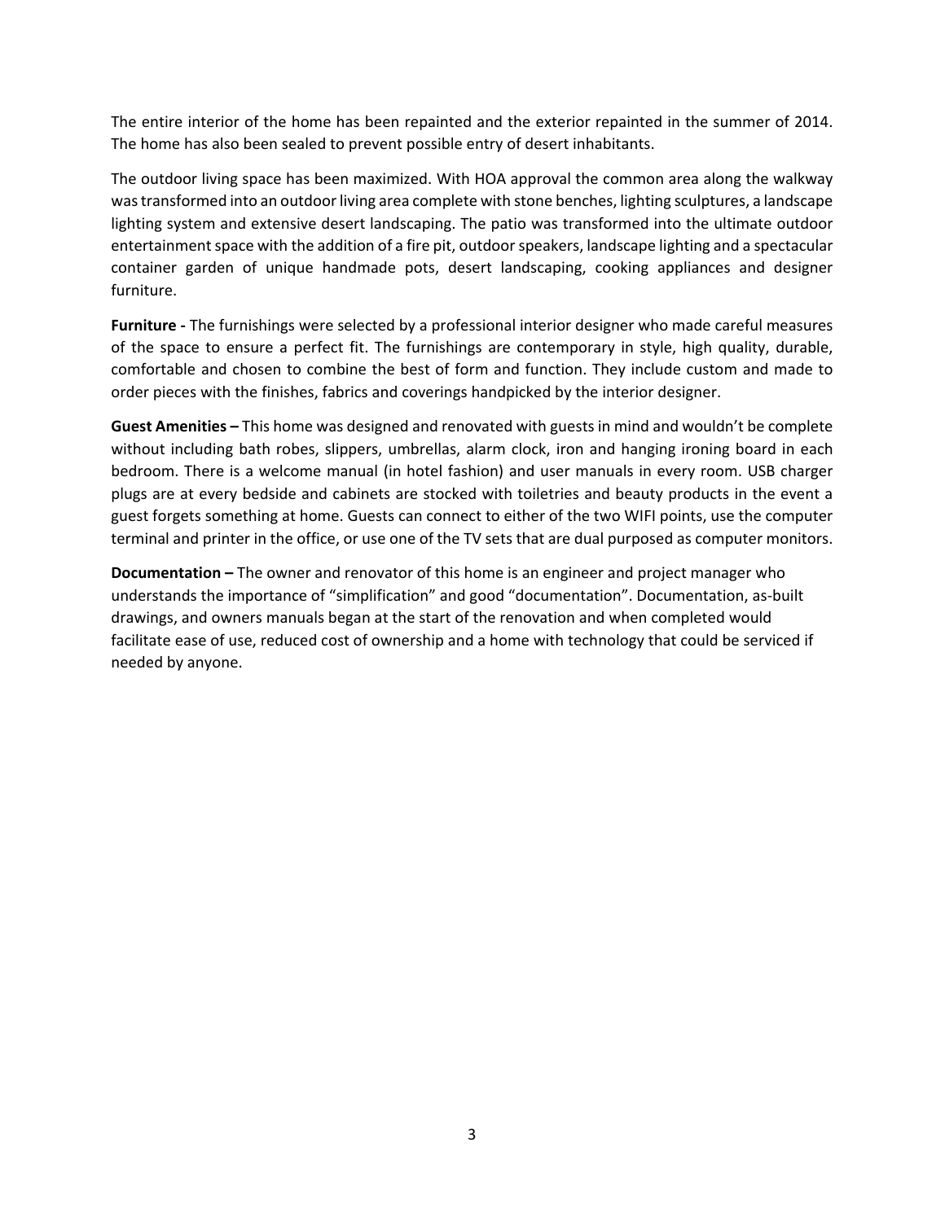The entire interior of the home has been repainted and the exterior repainted in the summer of 2014. The home has also been sealed to prevent possible entry of desert inhabitants.

The outdoor living space has been maximized. With HOA approval the common area along the walkway was transformed into an outdoor living area complete with stone benches, lighting sculptures, a landscape lighting system and extensive desert landscaping. The patio was transformed into the ultimate outdoor entertainment space with the addition of a fire pit, outdoor speakers, landscape lighting and a spectacular container garden of unique handmade pots, desert landscaping, cooking appliances and designer furniture.

**Furniture -** The furnishings were selected by a professional interior designer who made careful measures of the space to ensure a perfect fit. The furnishings are contemporary in style, high quality, durable, comfortable and chosen to combine the best of form and function. They include custom and made to order pieces with the finishes, fabrics and coverings handpicked by the interior designer.

**Guest Amenities –** This home was designed and renovated with guests in mind and wouldn't be complete without including bath robes, slippers, umbrellas, alarm clock, iron and hanging ironing board in each bedroom. There is a welcome manual (in hotel fashion) and user manuals in every room. USB charger plugs are at every bedside and cabinets are stocked with toiletries and beauty products in the event a guest forgets something at home. Guests can connect to either of the two WIFI points, use the computer terminal and printer in the office, or use one of the TV sets that are dual purposed as computer monitors.

**Documentation –** The owner and renovator of this home is an engineer and project manager who understands the importance of "simplification" and good "documentation". Documentation, as-built drawings, and owners manuals began at the start of the renovation and when completed would facilitate ease of use, reduced cost of ownership and a home with technology that could be serviced if needed by anyone.